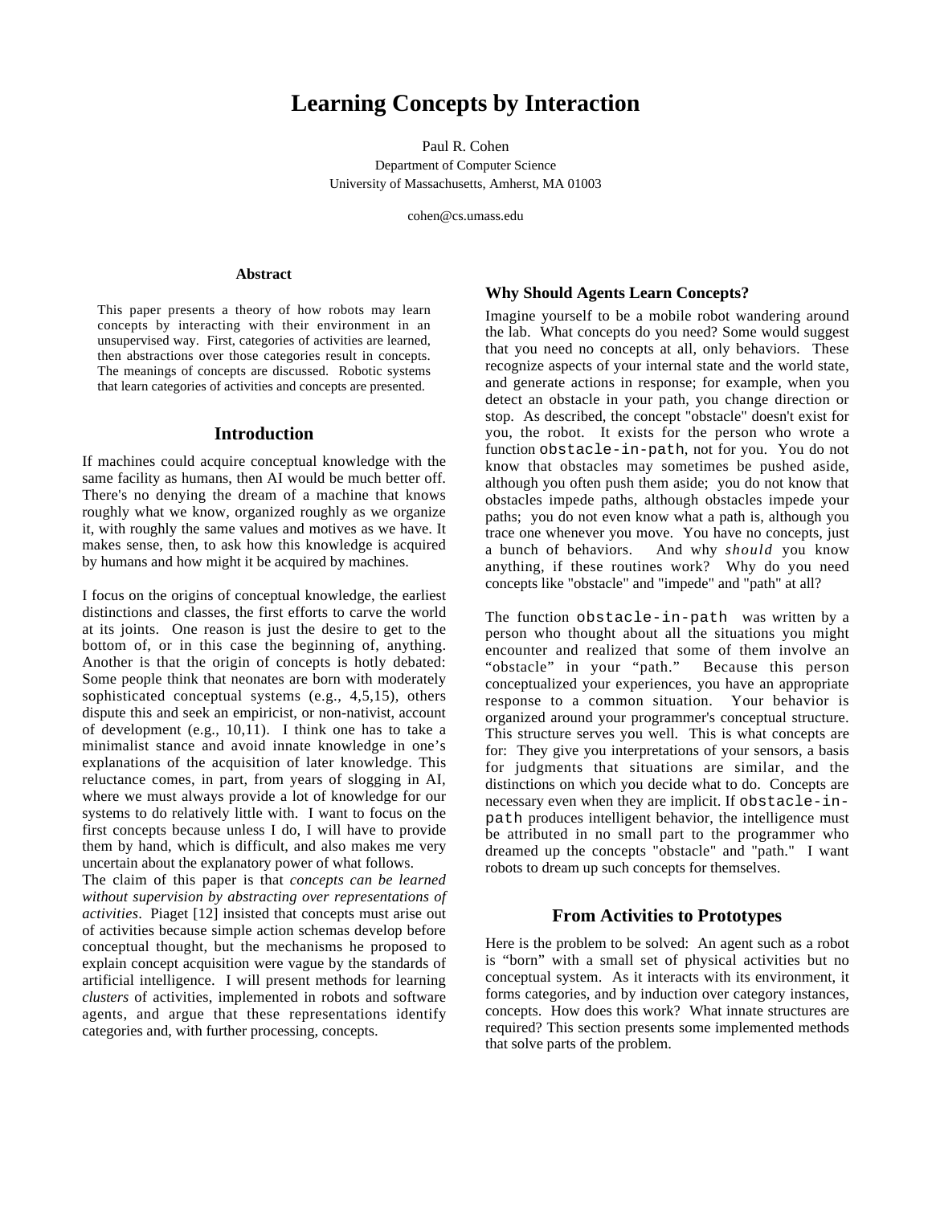# Learning Concepts by Interaction

Paul R. Cohen
Department of Computer Science
University of Massachusetts, Amherst, MA 01003

cohen@cs.umass.edu

### Abstract

This paper presents a theory of how robots may learn concepts by interacting with their environment in an unsupervised way. First, categories of activities are learned, then abstractions over those categories result in concepts. The meanings of concepts are discussed. Robotic systems that learn categories of activities and concepts are presented.

## Introduction

If machines could acquire conceptual knowledge with the same facility as humans, then AI would be much better off. There's no denying the dream of a machine that knows roughly what we know, organized roughly as we organize it, with roughly the same values and motives as we have. It makes sense, then, to ask how this knowledge is acquired by humans and how might it be acquired by machines.

I focus on the origins of conceptual knowledge, the earliest distinctions and classes, the first efforts to carve the world at its joints. One reason is just the desire to get to the bottom of, or in this case the beginning of, anything. Another is that the origin of concepts is hotly debated: Some people think that neonates are born with moderately sophisticated conceptual systems (e.g., 4,5,15), others dispute this and seek an empiricist, or non-nativist, account of development (e.g., 10,11). I think one has to take a minimalist stance and avoid innate knowledge in one's explanations of the acquisition of later knowledge. This reluctance comes, in part, from years of slogging in AI, where we must always provide a lot of knowledge for our systems to do relatively little with. I want to focus on the first concepts because unless I do, I will have to provide them by hand, which is difficult, and also makes me very uncertain about the explanatory power of what follows.

The claim of this paper is that *concepts can be learned without supervision by abstracting over representations of activities*. Piaget [12] insisted that concepts must arise out of activities because simple action schemas develop before conceptual thought, but the mechanisms he proposed to explain concept acquisition were vague by the standards of artificial intelligence. I will present methods for learning *clusters* of activities, implemented in robots and software agents, and argue that these representations identify categories and, with further processing, concepts.

### Why Should Agents Learn Concepts?

Imagine yourself to be a mobile robot wandering around the lab. What concepts do you need? Some would suggest that you need no concepts at all, only behaviors. These recognize aspects of your internal state and the world state, and generate actions in response; for example, when you detect an obstacle in your path, you change direction or stop. As described, the concept "obstacle" doesn't exist for you, the robot. It exists for the person who wrote a function `obstacle-in-path`, not for you. You do not know that obstacles may sometimes be pushed aside, although you often push them aside; you do not know that obstacles impede paths, although obstacles impede your paths; you do not even know what a path is, although you trace one whenever you move. You have no concepts, just a bunch of behaviors. And why *should* you know anything, if these routines work? Why do you need concepts like "obstacle" and "impede" and "path" at all?

The function `obstacle-in-path` was written by a person who thought about all the situations you might encounter and realized that some of them involve an "obstacle" in your "path." Because this person conceptualized your experiences, you have an appropriate response to a common situation. Your behavior is organized around your programmer's conceptual structure. This structure serves you well. This is what concepts are for: They give you interpretations of your sensors, a basis for judgments that situations are similar, and the distinctions on which you decide what to do. Concepts are necessary even when they are implicit. If `obstacle-in-path` produces intelligent behavior, the intelligence must be attributed in no small part to the programmer who dreamed up the concepts "obstacle" and "path." I want robots to dream up such concepts for themselves.

## From Activities to Prototypes

Here is the problem to be solved: An agent such as a robot is "born" with a small set of physical activities but no conceptual system. As it interacts with its environment, it forms categories, and by induction over category instances, concepts. How does this work? What innate structures are required? This section presents some implemented methods that solve parts of the problem.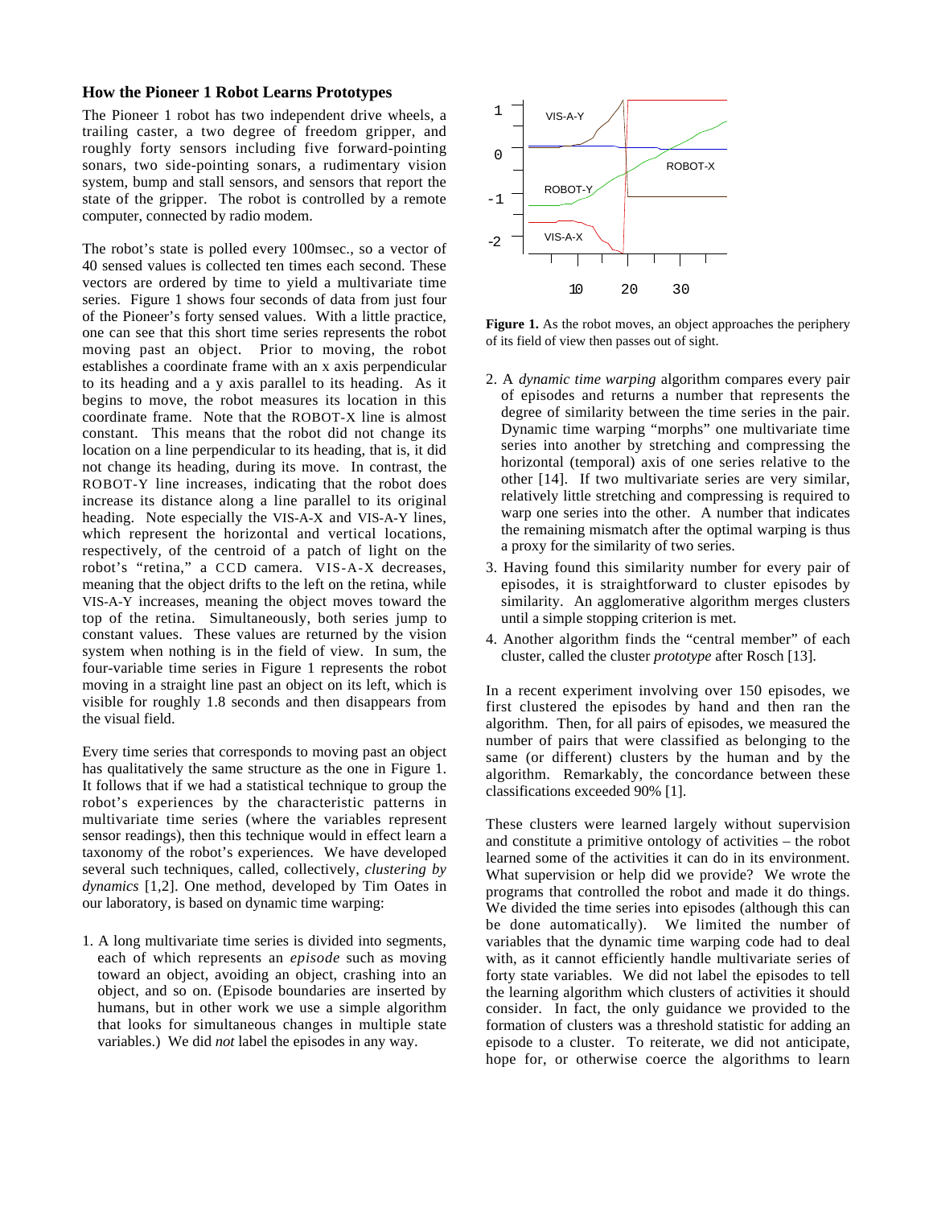### How the Pioneer 1 Robot Learns Prototypes

The Pioneer 1 robot has two independent drive wheels, a trailing caster, a two degree of freedom gripper, and roughly forty sensors including five forward-pointing sonars, two side-pointing sonars, a rudimentary vision system, bump and stall sensors, and sensors that report the state of the gripper. The robot is controlled by a remote computer, connected by radio modem.

The robot's state is polled every 100msec., so a vector of 40 sensed values is collected ten times each second. These vectors are ordered by time to yield a multivariate time series. Figure 1 shows four seconds of data from just four of the Pioneer's forty sensed values. With a little practice, one can see that this short time series represents the robot moving past an object. Prior to moving, the robot establishes a coordinate frame with an x axis perpendicular to its heading and a y axis parallel to its heading. As it begins to move, the robot measures its location in this coordinate frame. Note that the ROBOT-X line is almost constant. This means that the robot did not change its location on a line perpendicular to its heading, that is, it did not change its heading, during its move. In contrast, the ROBOT-Y line increases, indicating that the robot does increase its distance along a line parallel to its original heading. Note especially the VIS-A-X and VIS-A-Y lines, which represent the horizontal and vertical locations, respectively, of the centroid of a patch of light on the robot's "retina," a CCD camera. VIS-A-X decreases, meaning that the object drifts to the left on the retina, while VIS-A-Y increases, meaning the object moves toward the top of the retina. Simultaneously, both series jump to constant values. These values are returned by the vision system when nothing is in the field of view. In sum, the four-variable time series in Figure 1 represents the robot moving in a straight line past an object on its left, which is visible for roughly 1.8 seconds and then disappears from the visual field.

Every time series that corresponds to moving past an object has qualitatively the same structure as the one in Figure 1. It follows that if we had a statistical technique to group the robot's experiences by the characteristic patterns in multivariate time series (where the variables represent sensor readings), then this technique would in effect learn a taxonomy of the robot's experiences. We have developed several such techniques, called, collectively, *clustering by dynamics* [1,2]. One method, developed by Tim Oates in our laboratory, is based on dynamic time warping:

1. A long multivariate time series is divided into segments, each of which represents an *episode* such as moving toward an object, avoiding an object, crashing into an object, and so on. (Episode boundaries are inserted by humans, but in other work we use a simple algorithm that looks for simultaneous changes in multiple state variables.) We did *not* label the episodes in any way.

**Figure 1.** As the robot moves, an object approaches the periphery of its field of view then passes out of sight.

2. A *dynamic time warping* algorithm compares every pair of episodes and returns a number that represents the degree of similarity between the time series in the pair. Dynamic time warping "morphs" one multivariate time series into another by stretching and compressing the horizontal (temporal) axis of one series relative to the other [14]. If two multivariate series are very similar, relatively little stretching and compressing is required to warp one series into the other. A number that indicates the remaining mismatch after the optimal warping is thus a proxy for the similarity of two series.
3. Having found this similarity number for every pair of episodes, it is straightforward to cluster episodes by similarity. An agglomerative algorithm merges clusters until a simple stopping criterion is met.
4. Another algorithm finds the "central member" of each cluster, called the cluster *prototype* after Rosch [13].

In a recent experiment involving over 150 episodes, we first clustered the episodes by hand and then ran the algorithm. Then, for all pairs of episodes, we measured the number of pairs that were classified as belonging to the same (or different) clusters by the human and by the algorithm. Remarkably, the concordance between these classifications exceeded 90% [1].

These clusters were learned largely without supervision and constitute a primitive ontology of activities – the robot learned some of the activities it can do in its environment. What supervision or help did we provide? We wrote the programs that controlled the robot and made it do things. We divided the time series into episodes (although this can be done automatically). We limited the number of variables that the dynamic time warping code had to deal with, as it cannot efficiently handle multivariate series of forty state variables. We did not label the episodes to tell the learning algorithm which clusters of activities it should consider. In fact, the only guidance we provided to the formation of clusters was a threshold statistic for adding an episode to a cluster. To reiterate, we did not anticipate, hope for, or otherwise coerce the algorithms to learn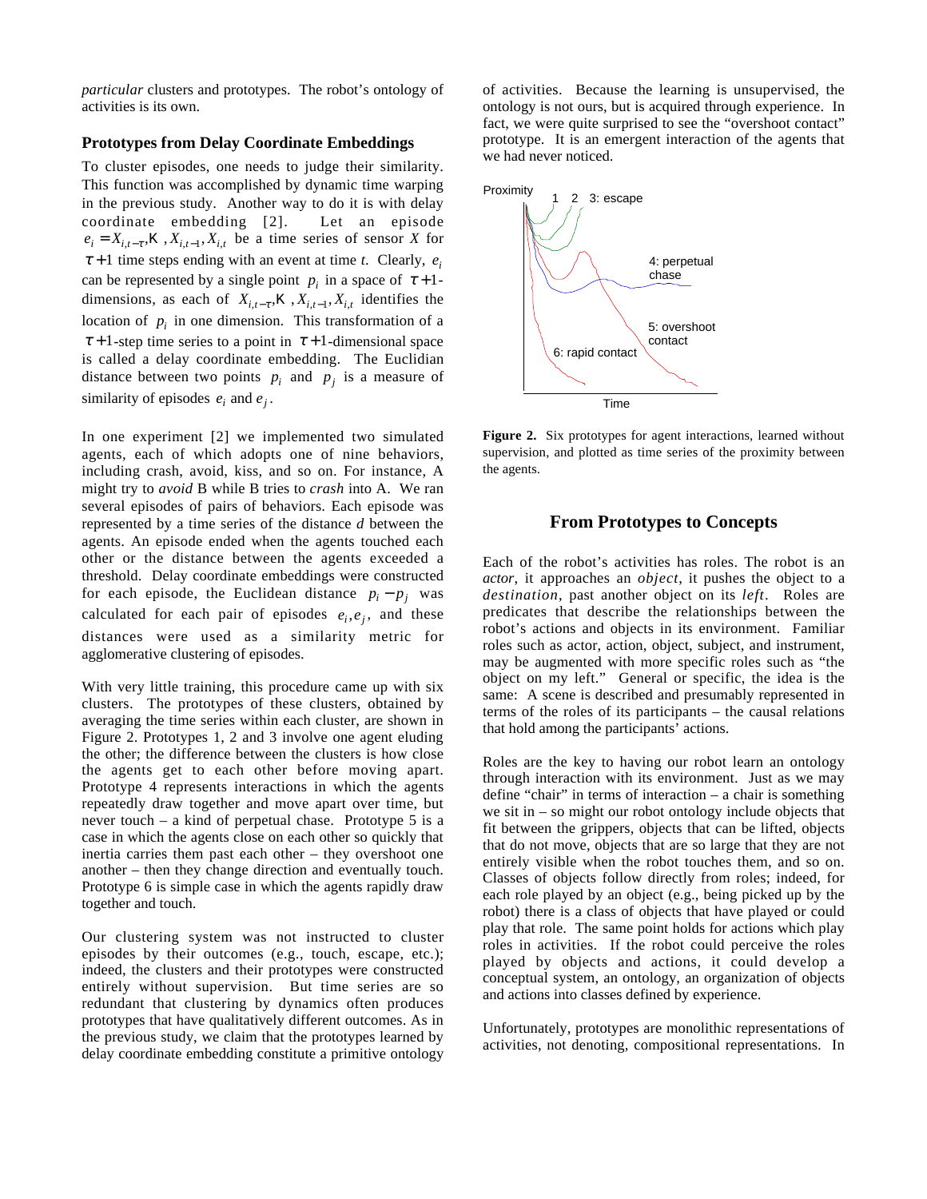*particular* clusters and prototypes. The robot's ontology of activities is its own.

### Prototypes from Delay Coordinate Embeddings

To cluster episodes, one needs to judge their similarity. This function was accomplished by dynamic time warping in the previous study. Another way to do it is with delay coordinate embedding [2]. Let an episode $e_i = X_{i,t-\tau}, \ldots, X_{i,t-1}, X_{i,t}$ be a time series of sensor $X$ for $\tau+1$ time steps ending with an event at time $t$. Clearly, $e_i$ can be represented by a single point $p_i$ in a space of $\tau+1$-dimensions, as each of $X_{i,t-\tau}, \ldots, X_{i,t-1}, X_{i,t}$ identifies the location of $p_i$ in one dimension. This transformation of a $\tau+1$-step time series to a point in $\tau+1$-dimensional space is called a delay coordinate embedding. The Euclidian distance between two points $p_i$ and $p_j$ is a measure of similarity of episodes $e_i$ and $e_j$.

In one experiment [2] we implemented two simulated agents, each of which adopts one of nine behaviors, including crash, avoid, kiss, and so on. For instance, A might try to *avoid* B while B tries to *crash* into A. We ran several episodes of pairs of behaviors. Each episode was represented by a time series of the distance $d$ between the agents. An episode ended when the agents touched each other or the distance between the agents exceeded a threshold. Delay coordinate embeddings were constructed for each episode, the Euclidean distance $p_i - p_j$ was calculated for each pair of episodes $e_i, e_j$, and these distances were used as a similarity metric for agglomerative clustering of episodes.

With very little training, this procedure came up with six clusters. The prototypes of these clusters, obtained by averaging the time series within each cluster, are shown in Figure 2. Prototypes 1, 2 and 3 involve one agent eluding the other; the difference between the clusters is how close the agents get to each other before moving apart. Prototype 4 represents interactions in which the agents repeatedly draw together and move apart over time, but never touch – a kind of perpetual chase. Prototype 5 is a case in which the agents close on each other so quickly that inertia carries them past each other – they overshoot one another – then they change direction and eventually touch. Prototype 6 is simple case in which the agents rapidly draw together and touch.

Our clustering system was not instructed to cluster episodes by their outcomes (e.g., touch, escape, etc.); indeed, the clusters and their prototypes were constructed entirely without supervision. But time series are so redundant that clustering by dynamics often produces prototypes that have qualitatively different outcomes. As in the previous study, we claim that the prototypes learned by delay coordinate embedding constitute a primitive ontology of activities. Because the learning is unsupervised, the ontology is not ours, but is acquired through experience. In fact, we were quite surprised to see the "overshoot contact" prototype. It is an emergent interaction of the agents that we had never noticed.

**Figure 2.** Six prototypes for agent interactions, learned without supervision, and plotted as time series of the proximity between the agents.

## From Prototypes to Concepts

Each of the robot's activities has roles. The robot is an *actor*, it approaches an *object*, it pushes the object to a *destination*, past another object on its *left*. Roles are predicates that describe the relationships between the robot's actions and objects in its environment. Familiar roles such as actor, action, object, subject, and instrument, may be augmented with more specific roles such as "the object on my left." General or specific, the idea is the same: A scene is described and presumably represented in terms of the roles of its participants – the causal relations that hold among the participants' actions.

Roles are the key to having our robot learn an ontology through interaction with its environment. Just as we may define "chair" in terms of interaction – a chair is something we sit in – so might our robot ontology include objects that fit between the grippers, objects that can be lifted, objects that do not move, objects that are so large that they are not entirely visible when the robot touches them, and so on. Classes of objects follow directly from roles; indeed, for each role played by an object (e.g., being picked up by the robot) there is a class of objects that have played or could play that role. The same point holds for actions which play roles in activities. If the robot could perceive the roles played by objects and actions, it could develop a conceptual system, an ontology, an organization of objects and actions into classes defined by experience.

Unfortunately, prototypes are monolithic representations of activities, not denoting, compositional representations. In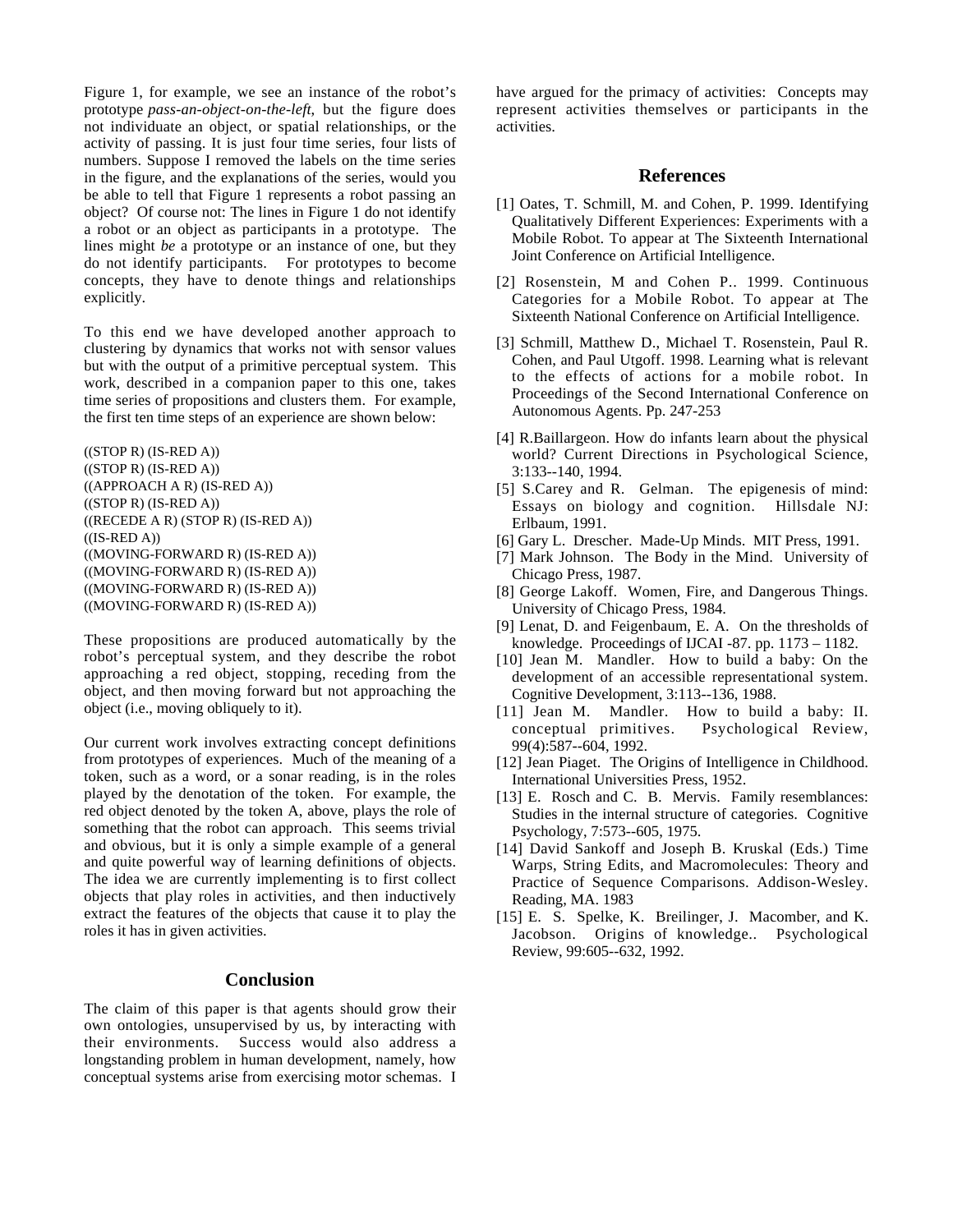Figure 1, for example, we see an instance of the robot's prototype *pass-an-object-on-the-left*, but the figure does not individuate an object, or spatial relationships, or the activity of passing. It is just four time series, four lists of numbers. Suppose I removed the labels on the time series in the figure, and the explanations of the series, would you be able to tell that Figure 1 represents a robot passing an object? Of course not: The lines in Figure 1 do not identify a robot or an object as participants in a prototype. The lines might *be* a prototype or an instance of one, but they do not identify participants. For prototypes to become concepts, they have to denote things and relationships explicitly.

To this end we have developed another approach to clustering by dynamics that works not with sensor values but with the output of a primitive perceptual system. This work, described in a companion paper to this one, takes time series of propositions and clusters them. For example, the first ten time steps of an experience are shown below:

```
((STOP R) (IS-RED A))
((STOP R) (IS-RED A))
((APPROACH A R) (IS-RED A))
((STOP R) (IS-RED A))
((RECEDE A R) (STOP R) (IS-RED A))
((IS-RED A))
((MOVING-FORWARD R) (IS-RED A))
((MOVING-FORWARD R) (IS-RED A))
((MOVING-FORWARD R) (IS-RED A))
((MOVING-FORWARD R) (IS-RED A))
```

These propositions are produced automatically by the robot's perceptual system, and they describe the robot approaching a red object, stopping, receding from the object, and then moving forward but not approaching the object (i.e., moving obliquely to it).

Our current work involves extracting concept definitions from prototypes of experiences. Much of the meaning of a token, such as a word, or a sonar reading, is in the roles played by the denotation of the token. For example, the red object denoted by the token A, above, plays the role of something that the robot can approach. This seems trivial and obvious, but it is only a simple example of a general and quite powerful way of learning definitions of objects. The idea we are currently implementing is to first collect objects that play roles in activities, and then inductively extract the features of the objects that cause it to play the roles it has in given activities.

## Conclusion

The claim of this paper is that agents should grow their own ontologies, unsupervised by us, by interacting with their environments. Success would also address a longstanding problem in human development, namely, how conceptual systems arise from exercising motor schemas. I have argued for the primacy of activities: Concepts may represent activities themselves or participants in the activities.

## References

[1] Oates, T. Schmill, M. and Cohen, P. 1999. Identifying Qualitatively Different Experiences: Experiments with a Mobile Robot. To appear at The Sixteenth International Joint Conference on Artificial Intelligence.

[2] Rosenstein, M and Cohen P.. 1999. Continuous Categories for a Mobile Robot. To appear at The Sixteenth National Conference on Artificial Intelligence.

[3] Schmill, Matthew D., Michael T. Rosenstein, Paul R. Cohen, and Paul Utgoff. 1998. Learning what is relevant to the effects of actions for a mobile robot. In Proceedings of the Second International Conference on Autonomous Agents. Pp. 247-253

[4] R.Baillargeon. How do infants learn about the physical world? Current Directions in Psychological Science, 3:133--140, 1994.

[5] S.Carey and R. Gelman. The epigenesis of mind: Essays on biology and cognition. Hillsdale NJ: Erlbaum, 1991.

[6] Gary L. Drescher. Made-Up Minds. MIT Press, 1991.

[7] Mark Johnson. The Body in the Mind. University of Chicago Press, 1987.

[8] George Lakoff. Women, Fire, and Dangerous Things. University of Chicago Press, 1984.

[9] Lenat, D. and Feigenbaum, E. A. On the thresholds of knowledge. Proceedings of IJCAI -87. pp. 1173 – 1182.

[10] Jean M. Mandler. How to build a baby: On the development of an accessible representational system. Cognitive Development, 3:113--136, 1988.

[11] Jean M. Mandler. How to build a baby: II. conceptual primitives. Psychological Review, 99(4):587--604, 1992.

[12] Jean Piaget. The Origins of Intelligence in Childhood. International Universities Press, 1952.

[13] E. Rosch and C. B. Mervis. Family resemblances: Studies in the internal structure of categories. Cognitive Psychology, 7:573--605, 1975.

[14] David Sankoff and Joseph B. Kruskal (Eds.) Time Warps, String Edits, and Macromolecules: Theory and Practice of Sequence Comparisons. Addison-Wesley. Reading, MA. 1983

[15] E. S. Spelke, K. Breilinger, J. Macomber, and K. Jacobson. Origins of knowledge.. Psychological Review, 99:605--632, 1992.